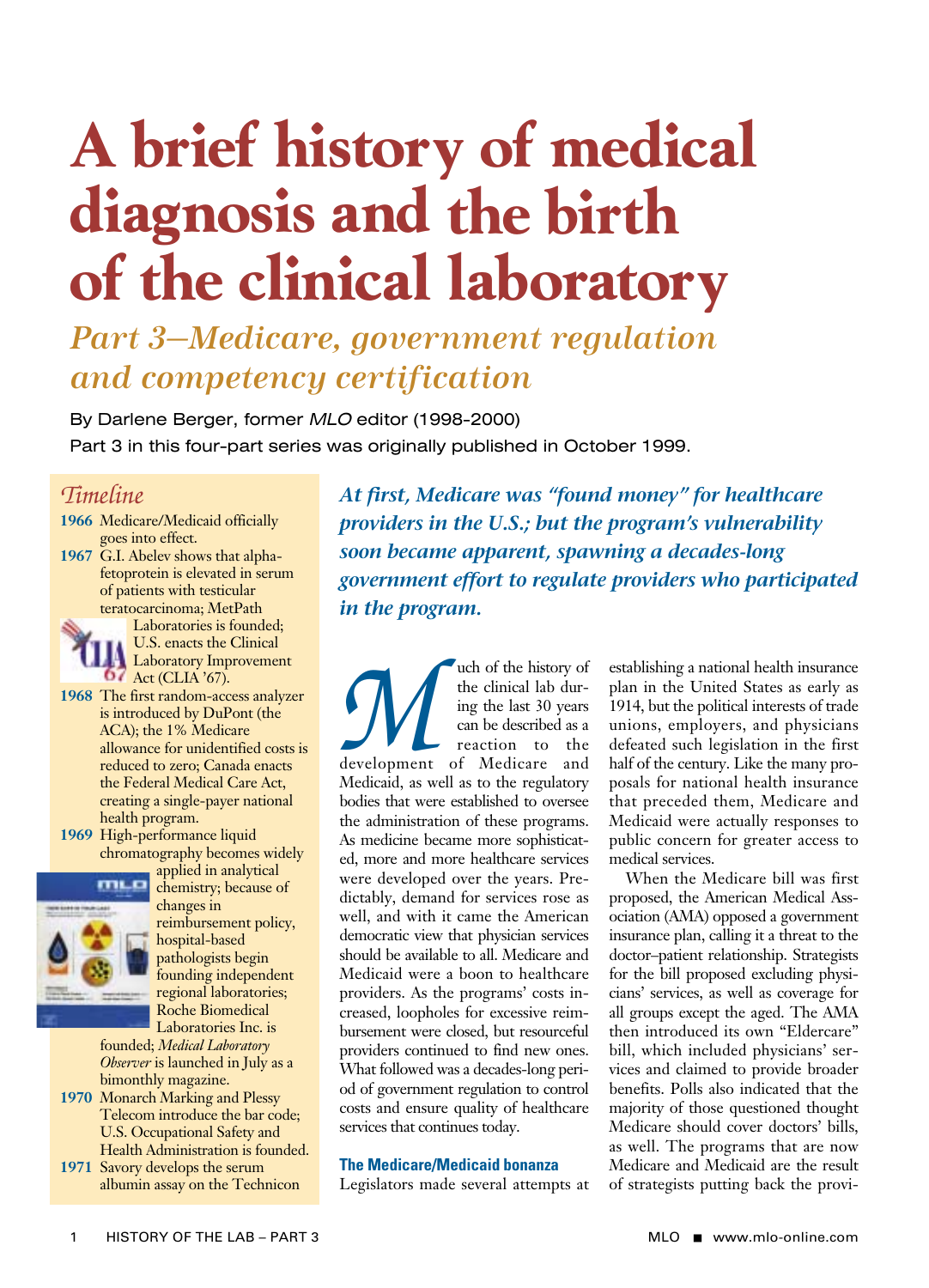# A brief history of medical diagnosis and the birth of the clinical laboratory

## *Part 3—Medicare, government regulation and competency certification*

By Darlene Berger, former *MLO* editor (1998-2000)

Part 3 in this four-part series was originally published in October 1999.

### *Timeline*

**1966** Medicare/Medicaid officially goes into effect.

**1967** G.I. Abelev shows that alpha-fetoprotein is elevated in serum of patients with testicular teratocarcinoma; MetPath Laboratories is founded; U.S. enacts the Clinical Laboratory Improvement Act (CLIA '67).

**1968** The first random-access analyzer is introduced by DuPont (the ACA); the 1% Medicare allowance for unidentified costs is reduced to zero; Canada enacts the Federal Medical Care Act, creating a single-payer national health program.

**1969** High-performance liquid chromatography becomes widely applied in analytical chemistry; because of changes in reimbursement policy, hospital-based pathologists begin founding independent regional laboratories; Roche Biomedical Laboratories Inc. is founded; *Medical Laboratory Observer* is launched in July as a bimonthly magazine.

**1970** Monarch Marking and Plessy Telecom introduce the bar code; U.S. Occupational Safety and Health Administration is founded.

**1971** Savory develops the serum albumin assay on the Technicon

*At first, Medicare was "found money" for healthcare providers in the U.S.; but the program's vulnerability soon became apparent, spawning a decades-long government effort to regulate providers who participated in the program.*

Much of the history of the clinical lab during the last 30 years can be described as a reaction to the development of Medicare and Medicaid, as well as to the regulatory bodies that were established to oversee the administration of these programs. As medicine became more sophisticated, more and more healthcare services were developed over the years. Predictably, demand for services rose as well, and with it came the American democratic view that physician services should be available to all. Medicare and Medicaid were a boon to healthcare providers. As the programs' costs increased, loopholes for excessive reimbursement were closed, but resourceful providers continued to find new ones. What followed was a decades-long period of government regulation to control costs and ensure quality of healthcare services that continues today.

### The Medicare/Medicaid bonanza

Legislators made several attempts at establishing a national health insurance plan in the United States as early as 1914, but the political interests of trade unions, employers, and physicians defeated such legislation in the first half of the century. Like the many proposals for national health insurance that preceded them, Medicare and Medicaid were actually responses to public concern for greater access to medical services.

When the Medicare bill was first proposed, the American Medical Association (AMA) opposed a government insurance plan, calling it a threat to the doctor–patient relationship. Strategists for the bill proposed excluding physicians' services, as well as coverage for all groups except the aged. The AMA then introduced its own "Eldercare" bill, which included physicians' services and claimed to provide broader benefits. Polls also indicated that the majority of those questioned thought Medicare should cover doctors' bills, as well. The programs that are now Medicare and Medicaid are the result of strategists putting back the provi-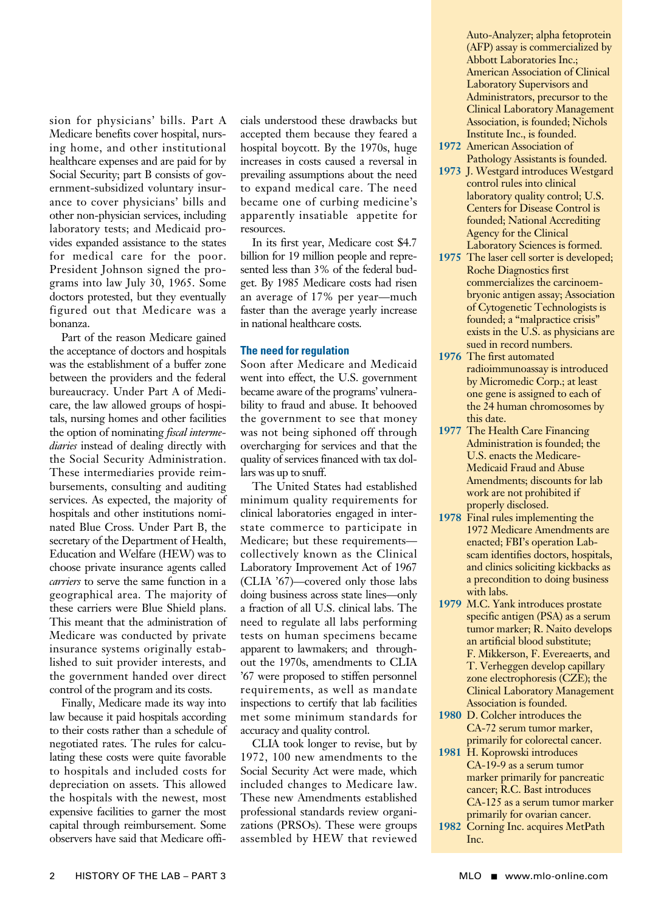sion for physicians' bills. Part A Medicare benefits cover hospital, nursing home, and other institutional healthcare expenses and are paid for by Social Security; part B consists of government-subsidized voluntary insurance to cover physicians' bills and other non-physician services, including laboratory tests; and Medicaid provides expanded assistance to the states for medical care for the poor. President Johnson signed the programs into law July 30, 1965. Some doctors protested, but they eventually figured out that Medicare was a bonanza.

Part of the reason Medicare gained the acceptance of doctors and hospitals was the establishment of a buffer zone between the providers and the federal bureaucracy. Under Part A of Medicare, the law allowed groups of hospitals, nursing homes and other facilities the option of nominating *fiscal intermediaries* instead of dealing directly with the Social Security Administration. These intermediaries provide reimbursements, consulting and auditing services. As expected, the majority of hospitals and other institutions nominated Blue Cross. Under Part B, the secretary of the Department of Health, Education and Welfare (HEW) was to choose private insurance agents called *carriers* to serve the same function in a geographical area. The majority of these carriers were Blue Shield plans. This meant that the administration of Medicare was conducted by private insurance systems originally established to suit provider interests, and the government handed over direct control of the program and its costs.

Finally, Medicare made its way into law because it paid hospitals according to their costs rather than a schedule of negotiated rates. The rules for calculating these costs were quite favorable to hospitals and included costs for depreciation on assets. This allowed the hospitals with the newest, most expensive facilities to garner the most capital through reimbursement. Some observers have said that Medicare officials understood these drawbacks but accepted them because they feared a hospital boycott. By the 1970s, huge increases in costs caused a reversal in prevailing assumptions about the need to expand medical care. The need became one of curbing medicine's apparently insatiable appetite for resources.

In its first year, Medicare cost $4.7 billion for 19 million people and represented less than 3% of the federal budget. By 1985 Medicare costs had risen an average of 17% per year—much faster than the average yearly increase in national healthcare costs.

## The need for regulation

Soon after Medicare and Medicaid went into effect, the U.S. government became aware of the programs' vulnerability to fraud and abuse. It behooved the government to see that money was not being siphoned off through overcharging for services and that the quality of services financed with tax dollars was up to snuff.

The United States had established minimum quality requirements for clinical laboratories engaged in interstate commerce to participate in Medicare; but these requirements—collectively known as the Clinical Laboratory Improvement Act of 1967 (CLIA '67)—covered only those labs doing business across state lines—only a fraction of all U.S. clinical labs. The need to regulate all labs performing tests on human specimens became apparent to lawmakers; and throughout the 1970s, amendments to CLIA '67 were proposed to stiffen personnel requirements, as well as mandate inspections to certify that lab facilities met some minimum standards for accuracy and quality control.

CLIA took longer to revise, but by 1972, 100 new amendments to the Social Security Act were made, which included changes to Medicare law. These new Amendments established professional standards review organizations (PRSOs). These were groups assembled by HEW that reviewed

Auto-Analyzer; alpha fetoprotein (AFP) assay is commercialized by Abbott Laboratories Inc.; American Association of Clinical Laboratory Supervisors and Administrators, precursor to the Clinical Laboratory Management Association, is founded; Nichols Institute Inc., is founded.

**1972** American Association of Pathology Assistants is founded.

**1973** J. Westgard introduces Westgard control rules into clinical laboratory quality control; U.S. Centers for Disease Control is founded; National Accrediting Agency for the Clinical Laboratory Sciences is formed.

**1975** The laser cell sorter is developed; Roche Diagnostics first commercializes the carcinoembryonic antigen assay; Association of Cytogenetic Technologists is founded; a "malpractice crisis" exists in the U.S. as physicians are sued in record numbers.

**1976** The first automated radioimmunoassay is introduced by Micromedic Corp.; at least one gene is assigned to each of the 24 human chromosomes by this date.

**1977** The Health Care Financing Administration is founded; the U.S. enacts the Medicare-Medicaid Fraud and Abuse Amendments; discounts for lab work are not prohibited if properly disclosed.

**1978** Final rules implementing the 1972 Medicare Amendments are enacted; FBI's operation Labscam identifies doctors, hospitals, and clinics soliciting kickbacks as a precondition to doing business with labs.

**1979** M.C. Yank introduces prostate specific antigen (PSA) as a serum tumor marker; R. Naito develops an artificial blood substitute; F. Mikkerson, F. Evereaerts, and T. Verheggen develop capillary zone electrophoresis (CZE); the Clinical Laboratory Management Association is founded.

**1980** D. Colcher introduces the CA-72 serum tumor marker, primarily for colorectal cancer.

**1981** H. Koprowski introduces CA-19-9 as a serum tumor marker primarily for pancreatic cancer; R.C. Bast introduces CA-125 as a serum tumor marker primarily for ovarian cancer.

**1982** Corning Inc. acquires MetPath Inc.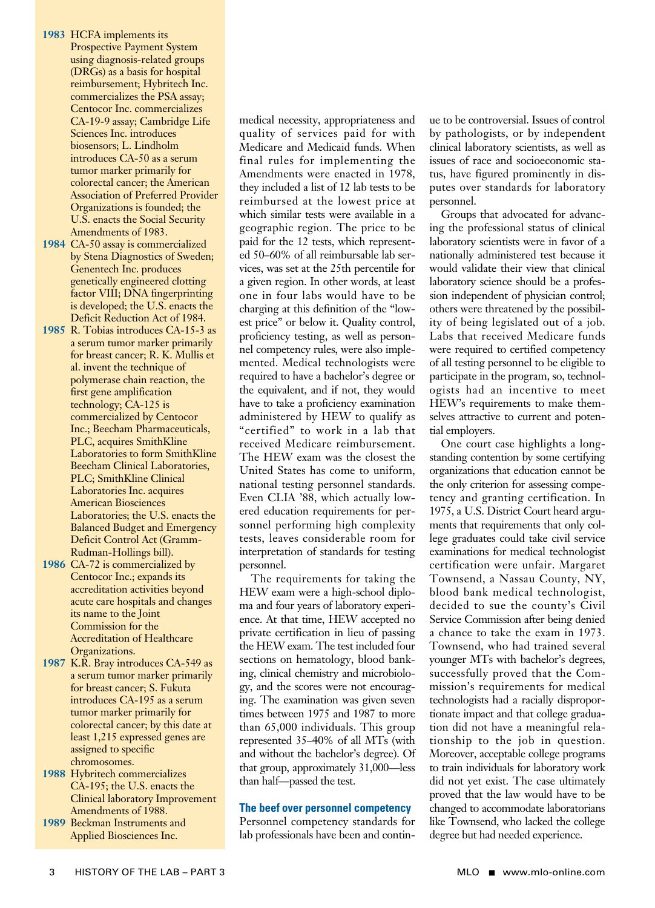**1983** HCFA implements its Prospective Payment System using diagnosis-related groups (DRGs) as a basis for hospital reimbursement; Hybritech Inc. commercializes the PSA assay; Centocor Inc. commercializes CA-19-9 assay; Cambridge Life Sciences Inc. introduces biosensors; L. Lindholm introduces CA-50 as a serum tumor marker primarily for colorectal cancer; the American Association of Preferred Provider Organizations is founded; the U.S. enacts the Social Security Amendments of 1983.

**1984** CA-50 assay is commercialized by Stena Diagnostics of Sweden; Genentech Inc. produces genetically engineered clotting factor VIII; DNA fingerprinting is developed; the U.S. enacts the Deficit Reduction Act of 1984.

**1985** R. Tobias introduces CA-15-3 as a serum tumor marker primarily for breast cancer; R. K. Mullis et al. invent the technique of polymerase chain reaction, the first gene amplification technology; CA-125 is commercialized by Centocor Inc.; Beecham Pharmaceuticals, PLC, acquires SmithKline Laboratories to form SmithKline Beecham Clinical Laboratories, PLC; SmithKline Clinical Laboratories Inc. acquires American Biosciences Laboratories; the U.S. enacts the Balanced Budget and Emergency Deficit Control Act (Gramm-Rudman-Hollings bill).

**1986** CA-72 is commercialized by Centocor Inc.; expands its accreditation activities beyond acute care hospitals and changes its name to the Joint Commission for the Accreditation of Healthcare Organizations.

**1987** K.R. Bray introduces CA-549 as a serum tumor marker primarily for breast cancer; S. Fukuta introduces CA-195 as a serum tumor marker primarily for colorectal cancer; by this date at least 1,215 expressed genes are assigned to specific chromosomes.

**1988** Hybritech commercializes CA-195; the U.S. enacts the Clinical laboratory Improvement Amendments of 1988.

**1989** Beckman Instruments and Applied Biosciences Inc.

medical necessity, appropriateness and quality of services paid for with Medicare and Medicaid funds. When final rules for implementing the Amendments were enacted in 1978, they included a list of 12 lab tests to be reimbursed at the lowest price at which similar tests were available in a geographic region. The price to be paid for the 12 tests, which represented 50–60% of all reimbursable lab services, was set at the 25th percentile for a given region. In other words, at least one in four labs would have to be charging at this definition of the "lowest price" or below it. Quality control, proficiency testing, as well as personnel competency rules, were also implemented. Medical technologists were required to have a bachelor's degree or the equivalent, and if not, they would have to take a proficiency examination administered by HEW to qualify as "certified" to work in a lab that received Medicare reimbursement. The HEW exam was the closest the United States has come to uniform, national testing personnel standards. Even CLIA '88, which actually lowered education requirements for personnel performing high complexity tests, leaves considerable room for interpretation of standards for testing personnel.

The requirements for taking the HEW exam were a high-school diploma and four years of laboratory experience. At that time, HEW accepted no private certification in lieu of passing the HEW exam. The test included four sections on hematology, blood banking, clinical chemistry and microbiology, and the scores were not encouraging. The examination was given seven times between 1975 and 1987 to more than 65,000 individuals. This group represented 35–40% of all MTs (with and without the bachelor's degree). Of that group, approximately 31,000—less than half—passed the test.

## The beef over personnel competency

Personnel competency standards for lab professionals have been and continue to be controversial. Issues of control by pathologists, or by independent clinical laboratory scientists, as well as issues of race and socioeconomic status, have figured prominently in disputes over standards for laboratory personnel.

Groups that advocated for advancing the professional status of clinical laboratory scientists were in favor of a nationally administered test because it would validate their view that clinical laboratory science should be a profession independent of physician control; others were threatened by the possibility of being legislated out of a job. Labs that received Medicare funds were required to certified competency of all testing personnel to be eligible to participate in the program, so, technologists had an incentive to meet HEW's requirements to make themselves attractive to current and potential employers.

One court case highlights a longstanding contention by some certifying organizations that education cannot be the only criterion for assessing competency and granting certification. In 1975, a U.S. District Court heard arguments that requirements that only college graduates could take civil service examinations for medical technologist certification were unfair. Margaret Townsend, a Nassau County, NY, blood bank medical technologist, decided to sue the county's Civil Service Commission after being denied a chance to take the exam in 1973. Townsend, who had trained several younger MTs with bachelor's degrees, successfully proved that the Commission's requirements for medical technologists had a racially disproportionate impact and that college graduation did not have a meaningful relationship to the job in question. Moreover, acceptable college programs to train individuals for laboratory work did not yet exist. The case ultimately proved that the law would have to be changed to accommodate laboratorians like Townsend, who lacked the college degree but had needed experience.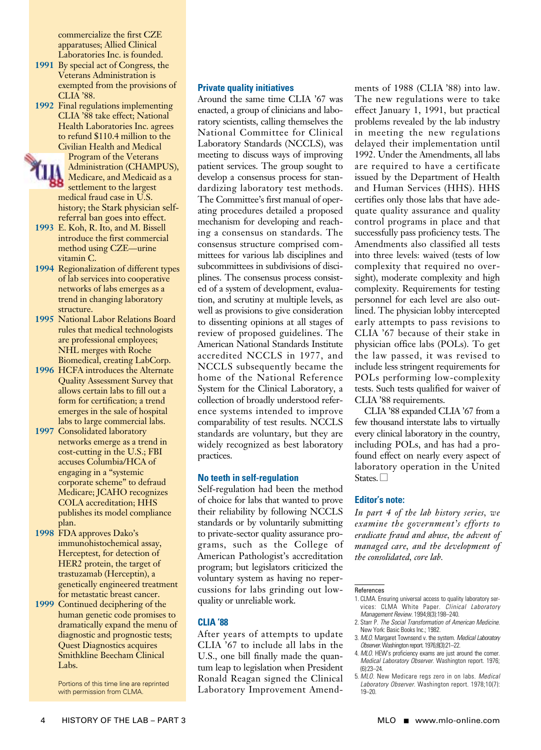commercialize the first CZE apparatuses; Allied Clinical Laboratories Inc. is founded.

**1991** By special act of Congress, the Veterans Administration is exempted from the provisions of CLIA '88.

**1992** Final regulations implementing CLIA '88 take effect; National Health Laboratories Inc. agrees to refund $110.4 million to the Civilian Health and Medical Program of the Veterans Administration (CHAMPUS), Medicare, and Medicaid as a settlement to the largest medical fraud case in U.S. history; the Stark physician self-referral ban goes into effect.

**1993** E. Koh, R. Ito, and M. Bissell introduce the first commercial method using CZE—urine vitamin C.

**1994** Regionalization of different types of lab services into cooperative networks of labs emerges as a trend in changing laboratory structure.

**1995** National Labor Relations Board rules that medical technologists are professional employees; NHL merges with Roche Biomedical, creating LabCorp.

**1996** HCFA introduces the Alternate Quality Assessment Survey that allows certain labs to fill out a form for certification; a trend emerges in the sale of hospital labs to large commercial labs.

**1997** Consolidated laboratory networks emerge as a trend in cost-cutting in the U.S.; FBI accuses Columbia/HCA of engaging in a "systemic corporate scheme" to defraud Medicare; JCAHO recognizes COLA accreditation; HHS publishes its model compliance plan.

**1998** FDA approves Dako's immunohistochemical assay, Herceptest, for detection of HER2 protein, the target of trastuzamab (Herceptin), a genetically engineered treatment for metastatic breast cancer.

**1999** Continued deciphering of the human genetic code promises to dramatically expand the menu of diagnostic and prognostic tests; Quest Diagnostics acquires Smithkline Beecham Clinical Labs.

Portions of this time line are reprinted with permission from CLMA.

## Private quality initiatives

Around the same time CLIA '67 was enacted, a group of clinicians and laboratory scientists, calling themselves the National Committee for Clinical Laboratory Standards (NCCLS), was meeting to discuss ways of improving patient services. The group sought to develop a consensus process for standardizing laboratory test methods. The Committee's first manual of operating procedures detailed a proposed mechanism for developing and reaching a consensus on standards. The consensus structure comprised committees for various lab disciplines and subcommittees in subdivisions of disciplines. The consensus process consisted of a system of development, evaluation, and scrutiny at multiple levels, as well as provisions to give consideration to dissenting opinions at all stages of review of proposed guidelines. The American National Standards Institute accredited NCCLS in 1977, and NCCLS subsequently became the home of the National Reference System for the Clinical Laboratory, a collection of broadly understood reference systems intended to improve comparability of test results. NCCLS standards are voluntary, but they are widely recognized as best laboratory practices.

## No teeth in self-regulation

Self-regulation had been the method of choice for labs that wanted to prove their reliability by following NCCLS standards or by voluntarily submitting to private-sector quality assurance programs, such as the College of American Pathologist's accreditation program; but legislators criticized the voluntary system as having no repercussions for labs grinding out low-quality or unreliable work.

## CLIA '88

After years of attempts to update CLIA '67 to include all labs in the U.S., one bill finally made the quantum leap to legislation when President Ronald Reagan signed the Clinical Laboratory Improvement Amendments of 1988 (CLIA '88) into law. The new regulations were to take effect January 1, 1991, but practical problems revealed by the lab industry in meeting the new regulations delayed their implementation until 1992. Under the Amendments, all labs are required to have a certificate issued by the Department of Health and Human Services (HHS). HHS certifies only those labs that have adequate quality assurance and quality control programs in place and that successfully pass proficiency tests. The Amendments also classified all tests into three levels: waived (tests of low complexity that required no oversight), moderate complexity and high complexity. Requirements for testing personnel for each level are also outlined. The physician lobby intercepted early attempts to pass revisions to CLIA '67 because of their stake in physician office labs (POLs). To get the law passed, it was revised to include less stringent requirements for POLs performing low-complexity tests. Such tests qualified for waiver of CLIA '88 requirements.

CLIA '88 expanded CLIA '67 from a few thousand interstate labs to virtually every clinical laboratory in the country, including POLs, and has had a profound effect on nearly every aspect of laboratory operation in the United States. □

## Editor's note:

*In part 4 of the lab history series, we examine the government's efforts to eradicate fraud and abuse, the advent of managed care, and the development of the consolidated, core lab.*

### References

1. CLMA. Ensuring universal access to quality laboratory services: CLMA White Paper. *Clinical Laboratory Management Review.* 1994;8(3):198–240.
2. Starr P. *The Social Transformation of American Medicine.* New York: Basic Books Inc.; 1982.
3. *MLO.* Margaret Townsend v. the system. *Medical Laboratory Observer.* Washington report. 1976;8(3):21–22.
4. *MLO.* HEW's proficiency exams are just around the corner. *Medical Laboratory Observer.* Washington report. 1976;(6):23–24.
5. *MLO.* New Medicare regs zero in on labs. *Medical Laboratory Observer.* Washington report. 1978;10(7):19–20.